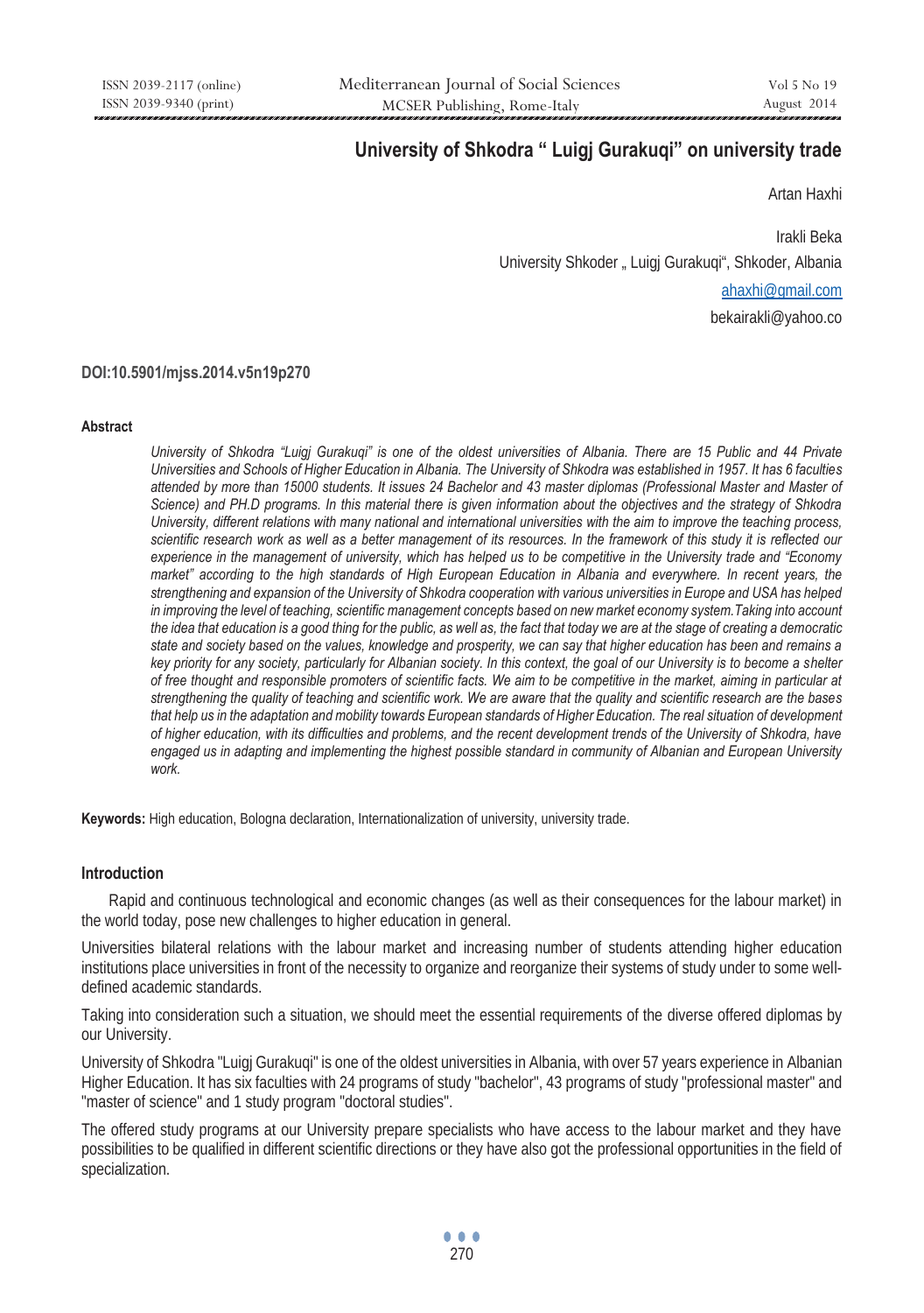# University of Shkodra " Luigj Gurakuqi" on university trade

Artan Haxhi

Irakli Beka

University Shkoder „ Luigj Gurakuqi", Shkoder, Albania

ahaxhi@gmail.com

bekairakli@yahoo.co

**DOI:10.5901/mjss.2014.v5n19p270**

### Abstract

*University of Shkodra "Luigj Gurakuqi" is one of the oldest universities of Albania. There are 15 Public and 44 Private Universities and Schools of Higher Education in Albania. The University of Shkodra was established in 1957. It has 6 faculties attended by more than 15000 students. It issues 24 Bachelor and 43 master diplomas (Professional Master and Master of Science) and PH.D programs. In this material there is given information about the objectives and the strategy of Shkodra University, different relations with many national and international universities with the aim to improve the teaching process, scientific research work as well as a better management of its resources. In the framework of this study it is reflected our experience in the management of university, which has helped us to be competitive in the University trade and "Economy market" according to the high standards of High European Education in Albania and everywhere. In recent years, the strengthening and expansion of the University of Shkodra cooperation with various universities in Europe and USA has helped in improving the level of teaching, scientific management concepts based on new market economy system.Taking into account the idea that education is a good thing for the public, as well as, the fact that today we are at the stage of creating a democratic state and society based on the values, knowledge and prosperity, we can say that higher education has been and remains a key priority for any society, particularly for Albanian society. In this context, the goal of our University is to become a shelter of free thought and responsible promoters of scientific facts. We aim to be competitive in the market, aiming in particular at strengthening the quality of teaching and scientific work. We are aware that the quality and scientific research are the bases that help us in the adaptation and mobility towards European standards of Higher Education. The real situation of development of higher education, with its difficulties and problems, and the recent development trends of the University of Shkodra, have engaged us in adapting and implementing the highest possible standard in community of Albanian and European University work.*

**Keywords:** High education, Bologna declaration, Internationalization of university, university trade.

### Introduction

Rapid and continuous technological and economic changes (as well as their consequences for the labour market) in the world today, pose new challenges to higher education in general.

Universities bilateral relations with the labour market and increasing number of students attending higher education institutions place universities in front of the necessity to organize and reorganize their systems of study under to some well-defined academic standards.

Taking into consideration such a situation, we should meet the essential requirements of the diverse offered diplomas by our University.

University of Shkodra "Luigj Gurakuqi" is one of the oldest universities in Albania, with over 57 years experience in Albanian Higher Education. It has six faculties with 24 programs of study "bachelor", 43 programs of study "professional master" and "master of science" and 1 study program "doctoral studies".

The offered study programs at our University prepare specialists who have access to the labour market and they have possibilities to be qualified in different scientific directions or they have also got the professional opportunities in the field of specialization.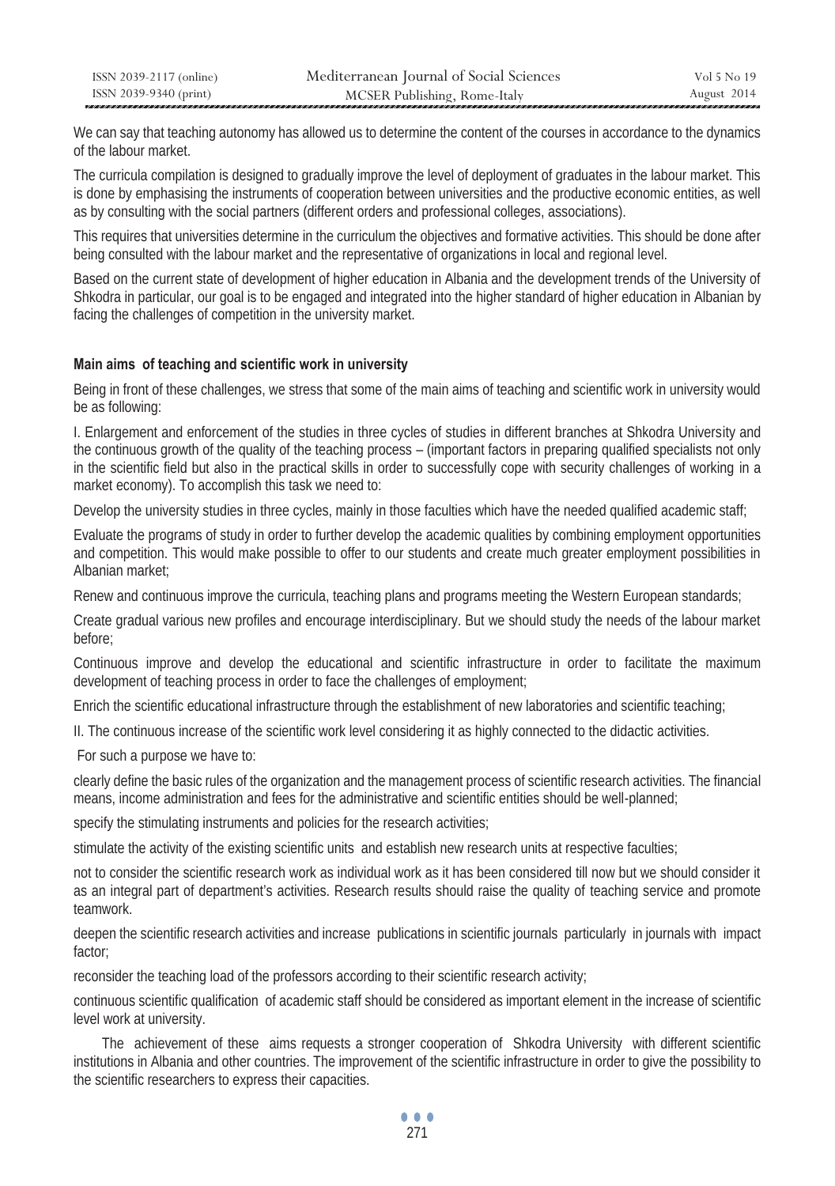We can say that teaching autonomy has allowed us to determine the content of the courses in accordance to the dynamics of the labour market.

The curricula compilation is designed to gradually improve the level of deployment of graduates in the labour market. This is done by emphasising the instruments of cooperation between universities and the productive economic entities, as well as by consulting with the social partners (different orders and professional colleges, associations).

This requires that universities determine in the curriculum the objectives and formative activities. This should be done after being consulted with the labour market and the representative of organizations in local and regional level.

Based on the current state of development of higher education in Albania and the development trends of the University of Shkodra in particular, our goal is to be engaged and integrated into the higher standard of higher education in Albanian by facing the challenges of competition in the university market.

**Main aims of teaching and scientific work in university**

Being in front of these challenges, we stress that some of the main aims of teaching and scientific work in university would be as following:

I. Enlargement and enforcement of the studies in three cycles of studies in different branches at Shkodra University and the continuous growth of the quality of the teaching process – (important factors in preparing qualified specialists not only in the scientific field but also in the practical skills in order to successfully cope with security challenges of working in a market economy). To accomplish this task we need to:

Develop the university studies in three cycles, mainly in those faculties which have the needed qualified academic staff;

Evaluate the programs of study in order to further develop the academic qualities by combining employment opportunities and competition. This would make possible to offer to our students and create much greater employment possibilities in Albanian market;

Renew and continuous improve the curricula, teaching plans and programs meeting the Western European standards;

Create gradual various new profiles and encourage interdisciplinary. But we should study the needs of the labour market before;

Continuous improve and develop the educational and scientific infrastructure in order to facilitate the maximum development of teaching process in order to face the challenges of employment;

Enrich the scientific educational infrastructure through the establishment of new laboratories and scientific teaching;

II. The continuous increase of the scientific work level considering it as highly connected to the didactic activities.

For such a purpose we have to:

clearly define the basic rules of the organization and the management process of scientific research activities. The financial means, income administration and fees for the administrative and scientific entities should be well-planned;

specify the stimulating instruments and policies for the research activities;

stimulate the activity of the existing scientific units and establish new research units at respective faculties;

not to consider the scientific research work as individual work as it has been considered till now but we should consider it as an integral part of department's activities. Research results should raise the quality of teaching service and promote teamwork.

deepen the scientific research activities and increase publications in scientific journals particularly in journals with impact factor;

reconsider the teaching load of the professors according to their scientific research activity;

continuous scientific qualification of academic staff should be considered as important element in the increase of scientific level work at university.

The achievement of these aims requests a stronger cooperation of Shkodra University with different scientific institutions in Albania and other countries. The improvement of the scientific infrastructure in order to give the possibility to the scientific researchers to express their capacities.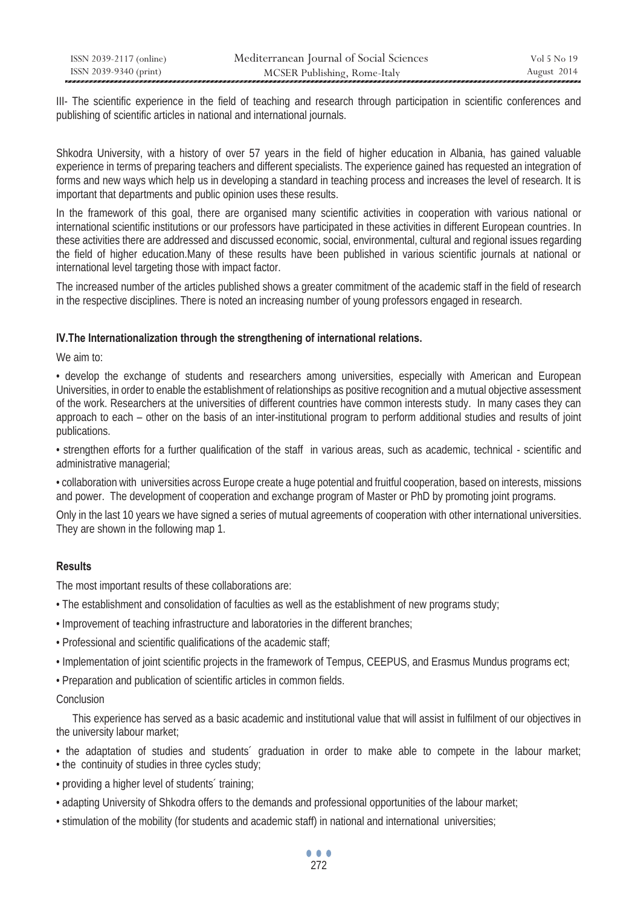III- The scientific experience in the field of teaching and research through participation in scientific conferences and publishing of scientific articles in national and international journals.

Shkodra University, with a history of over 57 years in the field of higher education in Albania, has gained valuable experience in terms of preparing teachers and different specialists. The experience gained has requested an integration of forms and new ways which help us in developing a standard in teaching process and increases the level of research. It is important that departments and public opinion uses these results.

In the framework of this goal, there are organised many scientific activities in cooperation with various national or international scientific institutions or our professors have participated in these activities in different European countries. In these activities there are addressed and discussed economic, social, environmental, cultural and regional issues regarding the field of higher education.Many of these results have been published in various scientific journals at national or international level targeting those with impact factor.

The increased number of the articles published shows a greater commitment of the academic staff in the field of research in the respective disciplines. There is noted an increasing number of young professors engaged in research.

### IV.The Internationalization through the strengthening of international relations.

We aim to:

• develop the exchange of students and researchers among universities, especially with American and European Universities, in order to enable the establishment of relationships as positive recognition and a mutual objective assessment of the work. Researchers at the universities of different countries have common interests study. In many cases they can approach to each – other on the basis of an inter-institutional program to perform additional studies and results of joint publications.

• strengthen efforts for a further qualification of the staff in various areas, such as academic, technical - scientific and administrative managerial;

• collaboration with universities across Europe create a huge potential and fruitful cooperation, based on interests, missions and power. The development of cooperation and exchange program of Master or PhD by promoting joint programs.

Only in the last 10 years we have signed a series of mutual agreements of cooperation with other international universities. They are shown in the following map 1.

### Results

The most important results of these collaborations are:

• The establishment and consolidation of faculties as well as the establishment of new programs study;

• Improvement of teaching infrastructure and laboratories in the different branches;

• Professional and scientific qualifications of the academic staff;

• Implementation of joint scientific projects in the framework of Tempus, CEEPUS, and Erasmus Mundus programs ect;

• Preparation and publication of scientific articles in common fields.

Conclusion

This experience has served as a basic academic and institutional value that will assist in fulfilment of our objectives in the university labour market;

• the adaptation of studies and students´ graduation in order to make able to compete in the labour market;

• the continuity of studies in three cycles study;

• providing a higher level of students´ training;

• adapting University of Shkodra offers to the demands and professional opportunities of the labour market;

• stimulation of the mobility (for students and academic staff) in national and international universities;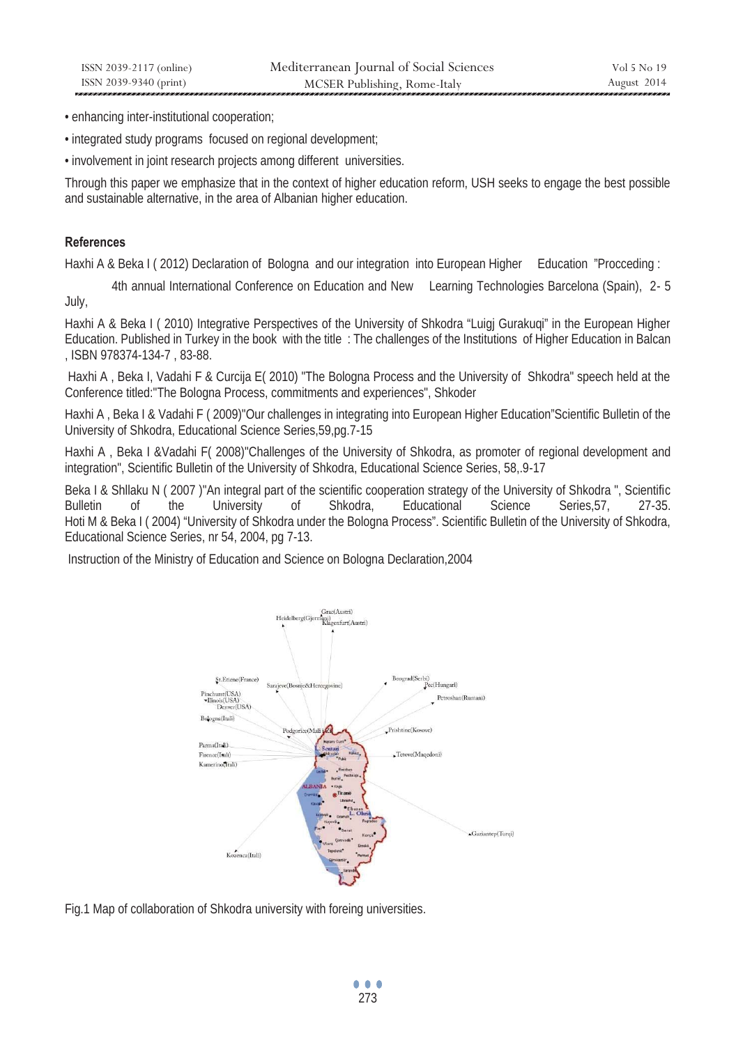• enhancing inter-institutional cooperation;

• integrated study programs focused on regional development;

• involvement in joint research projects among different universities.

Through this paper we emphasize that in the context of higher education reform, USH seeks to engage the best possible and sustainable alternative, in the area of Albanian higher education.

## References

Haxhi A & Beka I ( 2012) Declaration of Bologna and our integration into European Higher Education "Procceding : 4th annual International Conference on Education and New Learning Technologies Barcelona (Spain), 2- 5 July,

Haxhi A & Beka I ( 2010) Integrative Perspectives of the University of Shkodra "Luigj Gurakuqi" in the European Higher Education. Published in Turkey in the book with the title : The challenges of the Institutions of Higher Education in Balcan , ISBN 978374-134-7 , 83-88.

Haxhi A , Beka I, Vadahi F & Curcija E( 2010) "The Bologna Process and the University of Shkodra" speech held at the Conference titled:"The Bologna Process, commitments and experiences", Shkoder

Haxhi A , Beka I & Vadahi F ( 2009)"Our challenges in integrating into European Higher Education"Scientific Bulletin of the University of Shkodra, Educational Science Series,59,pg.7-15

Haxhi A , Beka I &Vadahi F( 2008)"Challenges of the University of Shkodra, as promoter of regional development and integration", Scientific Bulletin of the University of Shkodra, Educational Science Series, 58,.9-17

Beka I & Shllaku N ( 2007 )"An integral part of the scientific cooperation strategy of the University of Shkodra ", Scientific Bulletin of the University of Shkodra, Educational Science Series,57, 27-35.

Hoti M & Beka I ( 2004) "University of Shkodra under the Bologna Process". Scientific Bulletin of the University of Shkodra, Educational Science Series, nr 54, 2004, pg 7-13.

Instruction of the Ministry of Education and Science on Bologna Declaration,2004

Graz(Austri)
Heidelberg(Gjermani)
Klagenfurt(Austri)
St.Etiene(France)
Sarajevo(Bosnje&Hercegovine)
Beograd(Serbi)
Pec(Hungari)
Petroshan(Rumani)
Pinchurst(USA)
Illinois(USA)
Denver(USA)
Bologna(Itali)
Podgorice(Mali i Zi)
Prishtine(Kosove)
Parma(Itali)
Firence(Itali)
Kamerino(Itali)
Tetove(Maqedoni)
ALBANIA
Gaziantep(Turqi)
Kozenca(Itali)

Fig.1 Map of collaboration of Shkodra university with foreing universities.